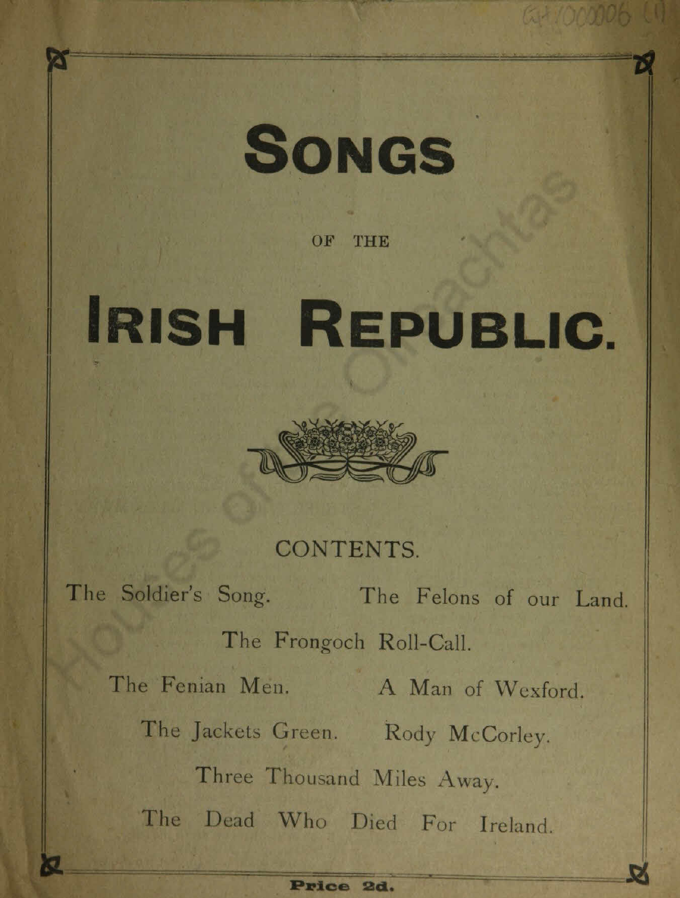# SONGS

OF THE

# IRISH REPUBLIC.

## CONTENTS.

The Soldier's Song. The Felons of our Land.

The Frongoch Roll-Call.

The Fenian Men. A Man of Wexford.

The Jackets Green. Rody McCorley.

Three Thousand Miles Away.

The Dead Who Died For Ireland.

**Price 2d.**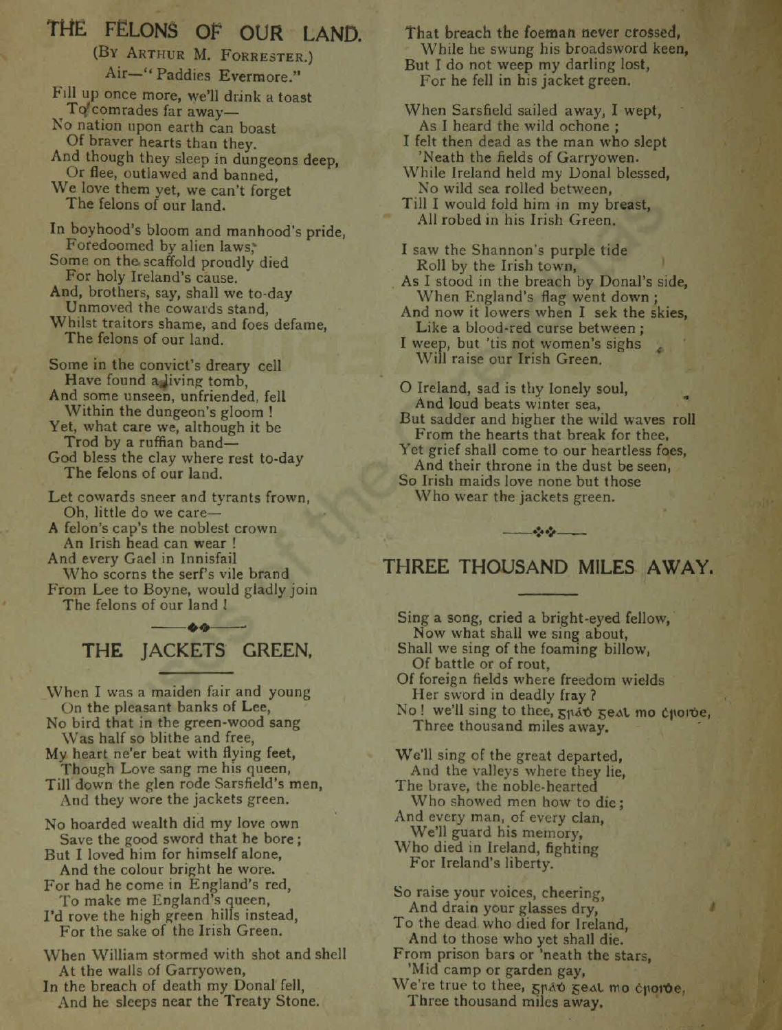## THE FELONS OF OUR LAND.

(By Arthur M. Forrester.)

Air—"Paddies Evermore."

Fill up once more, we'll drink a toast
To comrades far away—
No nation upon earth can boast
Of braver hearts than they.
And though they sleep in dungeons deep,
Or flee, outlawed and banned,
We love them yet, we can't forget
The felons of our land.

In boyhood's bloom and manhood's pride,
Foredoomed by alien laws;
Some on the scaffold proudly died
For holy Ireland's cause.
And, brothers, say, shall we to-day
Unmoved the cowards stand,
Whilst traitors shame, and foes defame,
The felons of our land.

Some in the convict's dreary cell
Have found a living tomb,
And some unseen, unfriended, fell
Within the dungeon's gloom!
Yet, what care we, although it be
Trod by a ruffian band—
God bless the clay where rest to-day
The felons of our land.

Let cowards sneer and tyrants frown,
Oh, little do we care—
A felon's cap's the noblest crown
An Irish head can wear!
And every Gael in Innisfail
Who scorns the serf's vile brand
From Lee to Boyne, would gladly join
The felons of our land!

## THE JACKETS GREEN.

When I was a maiden fair and young
On the pleasant banks of Lee,
No bird that in the green-wood sang
Was half so blithe and free,
My heart ne'er beat with flying feet,
Though Love sang me his queen,
Till down the glen rode Sarsfield's men,
And they wore the jackets green.

No hoarded wealth did my love own
Save the good sword that he bore;
But I loved him for himself alone,
And the colour bright he wore.
For had he come in England's red,
To make me England's queen,
I'd rove the high green hills instead,
For the sake of the Irish Green.

When William stormed with shot and shell
At the walls of Garryowen,
In the breach of death my Donal fell,
And he sleeps near the Treaty Stone.
That breach the foeman never crossed,
While he swung his broadsword keen,
But I do not weep my darling lost,
For he fell in his jacket green.

When Sarsfield sailed away, I wept,
As I heard the wild ochone;
I felt then dead as the man who slept
'Neath the fields of Garryowen.
While Ireland held my Donal blessed,
No wild sea rolled between,
Till I would fold him in my breast,
All robed in his Irish Green.

I saw the Shannon's purple tide
Roll by the Irish town,
As I stood in the breach by Donal's side,
When England's flag went down;
And now it lowers when I sek the skies,
Like a blood-red curse between;
I weep, but 'tis not women's sighs
Will raise our Irish Green.

O Ireland, sad is thy lonely soul,
And loud beats winter sea,
But sadder and higher the wild waves roll
From the hearts that break for thee,
Yet grief shall come to our heartless foes,
And their throne in the dust be seen,
So Irish maids love none but those
Who wear the jackets green.

## THREE THOUSAND MILES AWAY.

Sing a song, cried a bright-eyed fellow,
Now what shall we sing about,
Shall we sing of the foaming billow,
Of battle or of rout,
Of foreign fields where freedom wields
Her sword in deadly fray?
No! we'll sing to thee, ʒɲáḋ ʒeal mo ċɲoiḋe,
Three thousand miles away.

We'll sing of the great departed,
And the valleys where they lie,
The brave, the noble-hearted
Who showed men how to die;
And every man, of every clan,
We'll guard his memory,
Who died in Ireland, fighting
For Ireland's liberty.

So raise your voices, cheering,
And drain your glasses dry,
To the dead who died for Ireland,
And to those who yet shall die.
From prison bars or 'neath the stars,
'Mid camp or garden gay,
We're true to thee, ʒɲáḋ ʒeal mo ċɲoiḋe,
Three thousand miles away.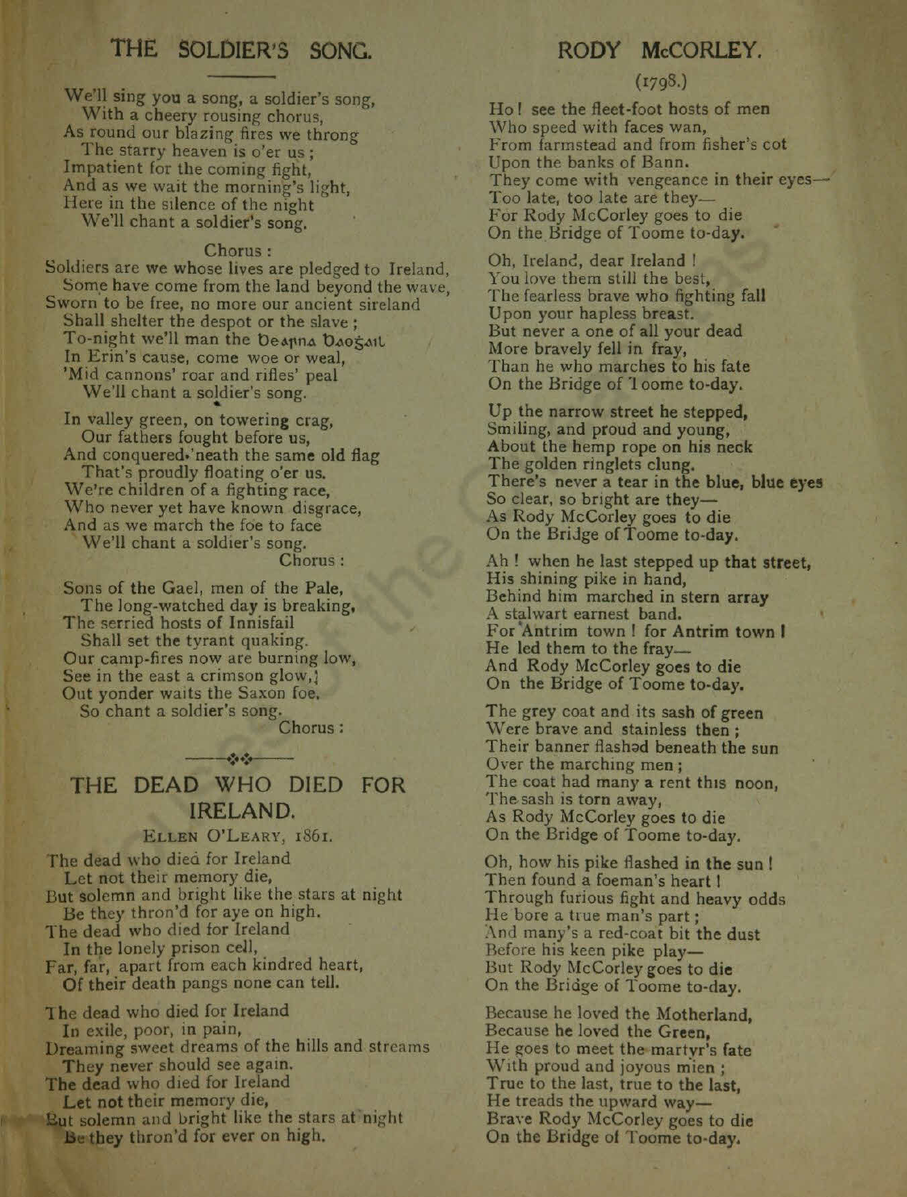## THE SOLDIER'S SONG.

We'll sing you a song, a soldier's song,
With a cheery rousing chorus,
As round our blazing fires we throng
The starry heaven is o'er us;
Impatient for the coming fight,
And as we wait the morning's light,
Here in the silence of the night
We'll chant a soldier's song.

Chorus:

Soldiers are we whose lives are pledged to Ireland,
Some have come from the land beyond the wave,
Sworn to be free, no more our ancient sireland
Shall shelter the despot or the slave;
To-night we'll man the Beaṗna Baoġail
In Erin's cause, come woe or weal,
'Mid cannons' roar and rifles' peal
We'll chant a soldier's song.

In valley green, on towering crag,
Our fathers fought before us,
And conquered 'neath the same old flag
That's proudly floating o'er us.
We're children of a fighting race,
Who never yet have known disgrace,
And as we march the foe to face
We'll chant a soldier's song.

Chorus:

Sons of the Gael, men of the Pale,
The long-watched day is breaking,
The serried hosts of Innisfail
Shall set the tyrant quaking.
Our camp-fires now are burning low,
See in the east a crimson glow,
Out yonder waits the Saxon foe,
So chant a soldier's song.

Chorus:

## THE DEAD WHO DIED FOR IRELAND.

Ellen O'Leary, 1861.

The dead who died for Ireland
Let not their memory die,
But solemn and bright like the stars at night
Be they thron'd for aye on high.
The dead who died for Ireland
In the lonely prison cell,
Far, far, apart from each kindred heart,
Of their death pangs none can tell.

The dead who died for Ireland
In exile, poor, in pain,
Dreaming sweet dreams of the hills and streams
They never should see again.
The dead who died for Ireland
Let not their memory die,
But solemn and bright like the stars at night
Be they thron'd for ever on high.

## RODY McCORLEY.

(1798.)

Ho! see the fleet-foot hosts of men
Who speed with faces wan,
From farmstead and from fisher's cot
Upon the banks of Bann.
They come with vengeance in their eyes—
Too late, too late are they—
For Rody McCorley goes to die
On the Bridge of Toome to-day.

Oh, Ireland, dear Ireland!
You love them still the best,
The fearless brave who fighting fall
Upon your hapless breast.
But never a one of all your dead
More bravely fell in fray,
Than he who marches to his fate
On the Bridge of Toome to-day.

Up the narrow street he stepped,
Smiling, and proud and young,
About the hemp rope on his neck
The golden ringlets clung.
There's never a tear in the blue, blue eyes
So clear, so bright are they—
As Rody McCorley goes to die
On the Bridge of Toome to-day.

Ah! when he last stepped up that street,
His shining pike in hand,
Behind him marched in stern array
A stalwart earnest band.
For Antrim town! for Antrim town!
He led them to the fray—
And Rody McCorley goes to die
On the Bridge of Toome to-day.

The grey coat and its sash of green
Were brave and stainless then;
Their banner flashed beneath the sun
Over the marching men;
The coat had many a rent this noon,
The sash is torn away,
As Rody McCorley goes to die
On the Bridge of Toome to-day.

Oh, how his pike flashed in the sun!
Then found a foeman's heart!
Through furious fight and heavy odds
He bore a true man's part;
And many's a red-coat bit the dust
Before his keen pike play—
But Rody McCorley goes to die
On the Bridge of Toome to-day.

Because he loved the Motherland,
Because he loved the Green,
He goes to meet the martyr's fate
With proud and joyous mien;
True to the last, true to the last,
He treads the upward way—
Brave Rody McCorley goes to die
On the Bridge of Toome to-day.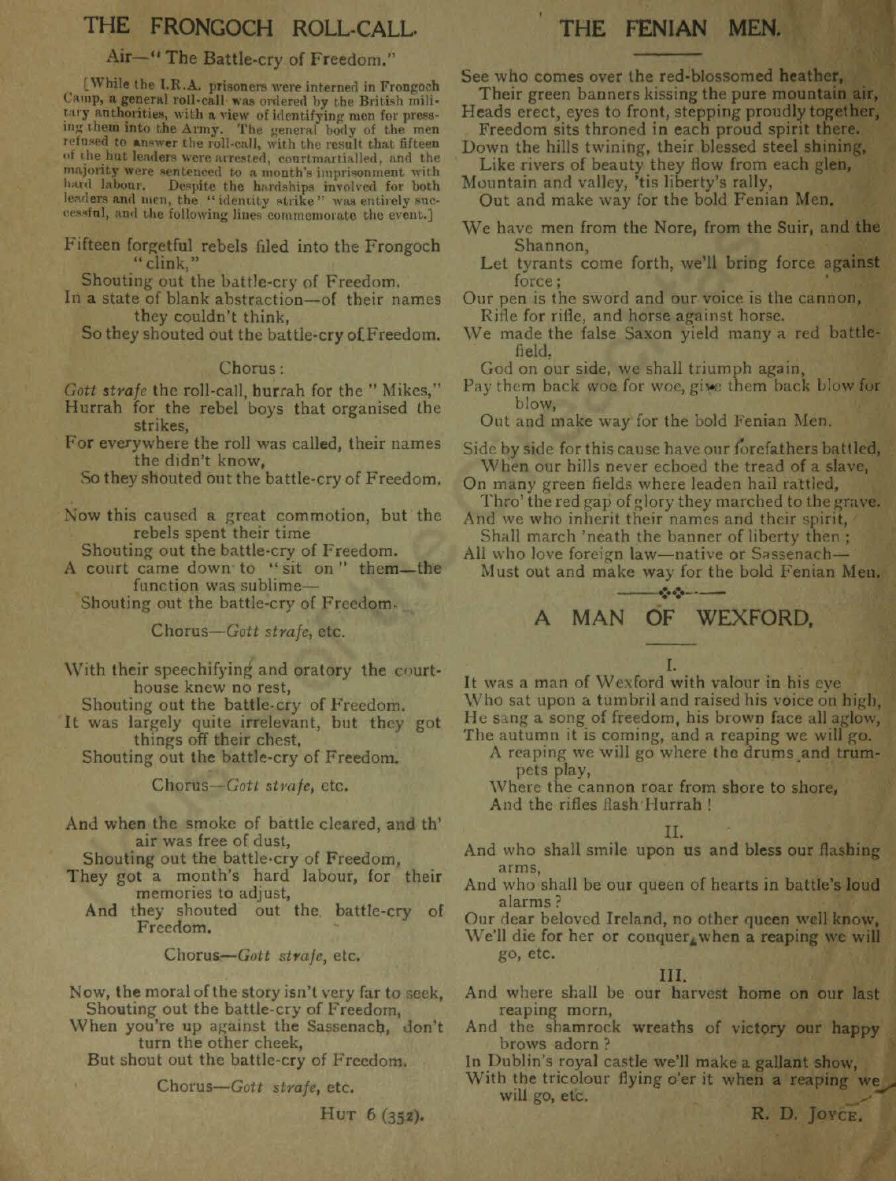## THE FRONGOCH ROLL-CALL.

Air—"The Battle-cry of Freedom."

[While the I.R.A. prisoners were interned in Frongoch Camp, a general roll-call was ordered by the British military authorities, with a view of identifying men for pressing them into the Army. The general body of the men refused to answer the roll-call, with the result that fifteen of the hut leaders were arrested, courtmartialled, and the majority were sentenced to a month's imprisonment with hard labour. Despite the hardships involved for both leaders and men, the "identity strike" was entirely successful, and the following lines commemorate the event.]

Fifteen forgetful rebels filed into the Frongoch "clink,"
  Shouting out the battle-cry of Freedom.
In a state of blank abstraction—of their names they couldn't think,
  So they shouted out the battle-cry of Freedom.

Chorus:

*Gott strafe* the roll-call, hurrah for the "Mikes,"
Hurrah for the rebel boys that organised the strikes,
For everywhere the roll was called, their names the didn't know,
  So they shouted out the battle-cry of Freedom.

Now this caused a great commotion, but the rebels spent their time
  Shouting out the battle-cry of Freedom.
A court came down to "sit on" them—the function was sublime—
  Shouting out the battle-cry of Freedom.

Chorus—*Gott strafe*, etc.

With their speechifying and oratory the court-house knew no rest,
  Shouting out the battle-cry of Freedom.
It was largely quite irrelevant, but they got things off their chest,
  Shouting out the battle-cry of Freedom.

Chorus—*Gott strafe*, etc.

And when the smoke of battle cleared, and th' air was free of dust,
  Shouting out the battle-cry of Freedom,
They got a month's hard labour, for their memories to adjust,
  And they shouted out the battle-cry of Freedom.

Chorus—*Gott strafe*, etc.

Now, the moral of the story isn't very far to seek,
  Shouting out the battle-cry of Freedom,
When you're up against the Sassenach, don't turn the other cheek,
  But shout out the battle-cry of Freedom.

Chorus—*Gott strafe*, etc.

Hut 6 (352).

## THE FENIAN MEN.

See who comes over the red-blossomed heather,
  Their green banners kissing the pure mountain air,
Heads erect, eyes to front, stepping proudly together,
  Freedom sits throned in each proud spirit there.
Down the hills twining, their blessed steel shining,
  Like rivers of beauty they flow from each glen,
Mountain and valley, 'tis liberty's rally,
  Out and make way for the bold Fenian Men.

We have men from the Nore, from the Suir, and the Shannon,
  Let tyrants come forth, we'll bring force against force;
Our pen is the sword and our voice is the cannon,
  Rifle for rifle, and horse against horse.
We made the false Saxon yield many a red battle-field,
  God on our side, we shall triumph again,
Pay them back woe for woe, give them back blow for blow,
  Out and make way for the bold Fenian Men.

Side by side for this cause have our forefathers battled,
  When our hills never echoed the tread of a slave,
On many green fields where leaden hail rattled,
  Thro' the red gap of glory they marched to the grave.
And we who inherit their names and their spirit,
  Shall march 'neath the banner of liberty then;
All who love foreign law—native or Sassenach—
  Must out and make way for the bold Fenian Men.

## A MAN OF WEXFORD.

I.

It was a man of Wexford with valour in his eye
Who sat upon a tumbril and raised his voice on high,
He sang a song of freedom, his brown face all aglow,
The autumn it is coming, and a reaping we will go.
  A reaping we will go where the drums and trumpets play,
  Where the cannon roar from shore to shore,
  And the rifles flash Hurrah!

II.

And who shall smile upon us and bless our flashing arms,
And who shall be our queen of hearts in battle's loud alarms?
Our dear beloved Ireland, no other queen well know,
We'll die for her or conquer, when a reaping we will go, etc.

III.

And where shall be our harvest home on our last reaping morn,
And the shamrock wreaths of victory our happy brows adorn?
In Dublin's royal castle we'll make a gallant show,
With the tricolour flying o'er it when a reaping we will go, etc.

R. D. Joyce.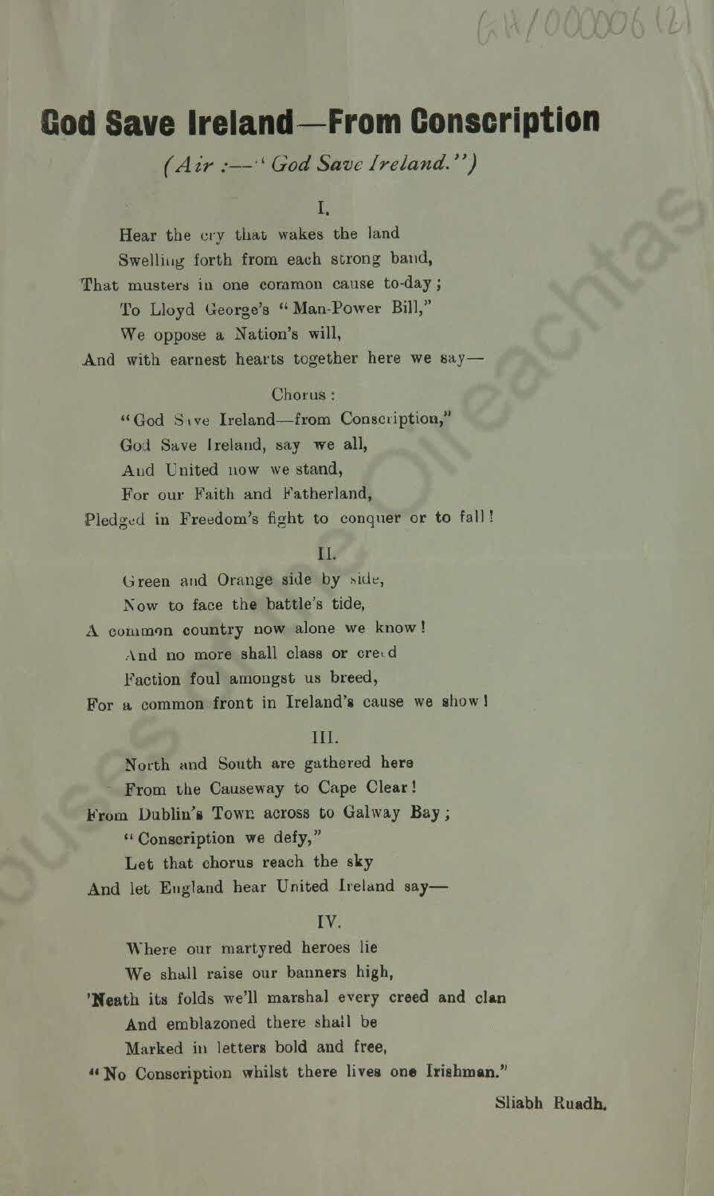# God Save Ireland—From Conscription

*(Air :—"God Save Ireland.")*

I.

Hear the cry that wakes the land
Swelling forth from each strong band,
That musters in one common cause to-day;
To Lloyd George's "Man-Power Bill,"
We oppose a Nation's will,
And with earnest hearts together here we say—

Chorus :

"God Save Ireland—from Conscription,"
God Save Ireland, say we all,
And United now we stand,
For our Faith and Fatherland,
Pledged in Freedom's fight to conquer or to fall!

II.

Green and Orange side by side,
Now to face the battle's tide,
A common country now alone we know!
And no more shall class or creed
Faction foul amongst us breed,
For a common front in Ireland's cause we show!

III.

North and South are gathered here
From the Causeway to Cape Clear!
From Dublin's Town across to Galway Bay;
"Conscription we defy,"
Let that chorus reach the sky
And let England hear United Ireland say—

IV.

Where our martyred heroes lie
We shall raise our banners high,
'Neath its folds we'll marshal every creed and clan
And emblazoned there shall be
Marked in letters bold and free,
"No Conscription whilst there lives one Irishman."

Sliabh Ruadh.